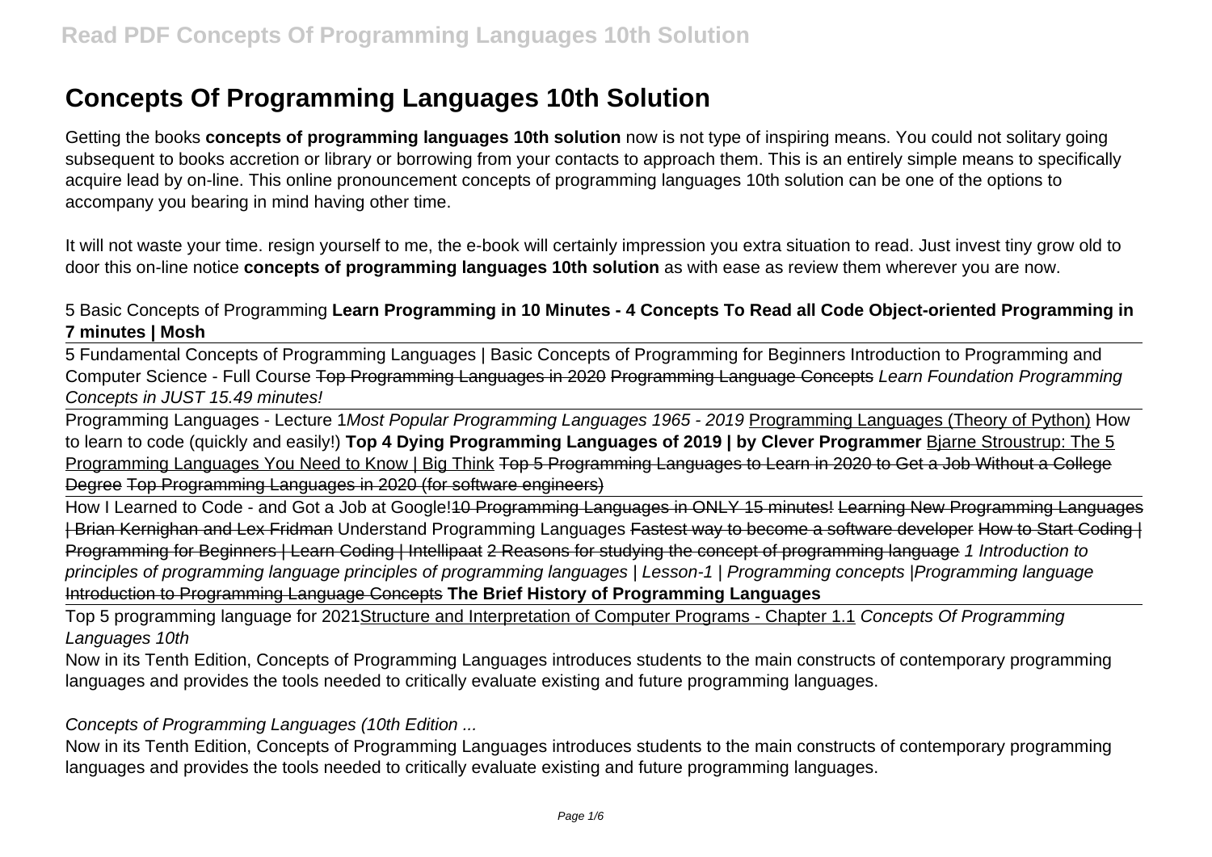# Concepts Of Programming Languages 10th Solution

Getting the books **concepts of programming languages 10th solution** now is not type of inspiring means. You could not solitary going subsequent to books accretion or library or borrowing from your contacts to approach them. This is an entirely simple means to specifically acquire lead by on-line. This online pronouncement concepts of programming languages 10th solution can be one of the options to accompany you bearing in mind having other time.

It will not waste your time. resign yourself to me, the e-book will certainly impression you extra situation to read. Just invest tiny grow old to door this on-line notice **concepts of programming languages 10th solution** as with ease as review them wherever you are now.

5 Basic Concepts of Programming **Learn Programming in 10 Minutes - 4 Concepts To Read all Code Object-oriented Programming in 7 minutes | Mosh**

5 Fundamental Concepts of Programming Languages | Basic Concepts of Programming for Beginners Introduction to Programming and Computer Science - Full Course ~~Top Programming Languages in 2020~~ ~~Programming Language Concepts~~ *Learn Foundation Programming Concepts in JUST 15.49 minutes!*

Programming Languages - Lecture 1*Most Popular Programming Languages 1965 - 2019* Programming Languages (Theory of Python) How to learn to code (quickly and easily!) **Top 4 Dying Programming Languages of 2019 | by Clever Programmer** Bjarne Stroustrup: The 5 Programming Languages You Need to Know | Big Think ~~Top 5 Programming Languages to Learn in 2020 to Get a Job Without a College Degree~~ ~~Top Programming Languages in 2020 (for software engineers)~~

How I Learned to Code - and Got a Job at Google!~~10 Programming Languages in ONLY 15 minutes!~~ ~~Learning New Programming Languages | Brian Kernighan and Lex Fridman~~ Understand Programming Languages ~~Fastest way to become a software developer~~ ~~How to Start Coding | Programming for Beginners | Learn Coding | Intellipaat~~ ~~2 Reasons for studying the concept of programming language~~ *1 Introduction to principles of programming language principles of programming languages | Lesson-1 | Programming concepts |Programming language* ~~Introduction to Programming Language Concepts~~ **The Brief History of Programming Languages**

Top 5 programming language for 2021Structure and Interpretation of Computer Programs - Chapter 1.1 *Concepts Of Programming Languages 10th*

Now in its Tenth Edition, Concepts of Programming Languages introduces students to the main constructs of contemporary programming languages and provides the tools needed to critically evaluate existing and future programming languages.

*Concepts of Programming Languages (10th Edition ...*

Now in its Tenth Edition, Concepts of Programming Languages introduces students to the main constructs of contemporary programming languages and provides the tools needed to critically evaluate existing and future programming languages.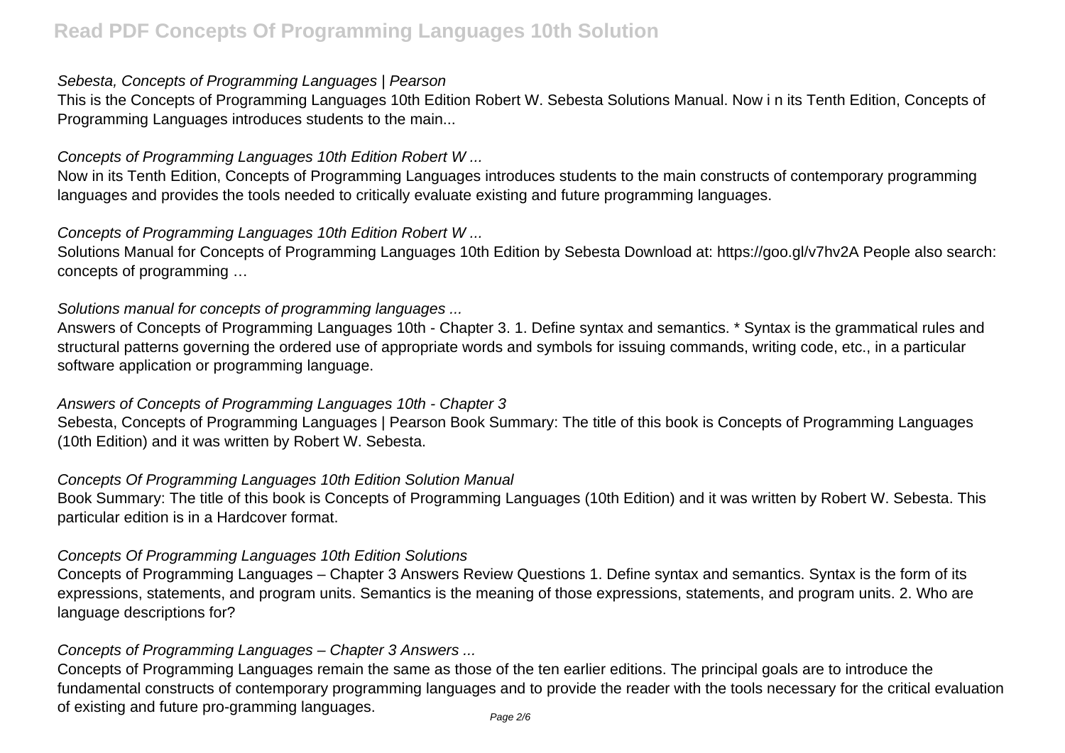*Sebesta, Concepts of Programming Languages | Pearson*

This is the Concepts of Programming Languages 10th Edition Robert W. Sebesta Solutions Manual. Now i n its Tenth Edition, Concepts of Programming Languages introduces students to the main...

*Concepts of Programming Languages 10th Edition Robert W ...*

Now in its Tenth Edition, Concepts of Programming Languages introduces students to the main constructs of contemporary programming languages and provides the tools needed to critically evaluate existing and future programming languages.

*Concepts of Programming Languages 10th Edition Robert W ...*

Solutions Manual for Concepts of Programming Languages 10th Edition by Sebesta Download at: https://goo.gl/v7hv2A People also search: concepts of programming …

*Solutions manual for concepts of programming languages ...*

Answers of Concepts of Programming Languages 10th - Chapter 3. 1. Define syntax and semantics. * Syntax is the grammatical rules and structural patterns governing the ordered use of appropriate words and symbols for issuing commands, writing code, etc., in a particular software application or programming language.

*Answers of Concepts of Programming Languages 10th - Chapter 3*

Sebesta, Concepts of Programming Languages | Pearson Book Summary: The title of this book is Concepts of Programming Languages (10th Edition) and it was written by Robert W. Sebesta.

*Concepts Of Programming Languages 10th Edition Solution Manual*

Book Summary: The title of this book is Concepts of Programming Languages (10th Edition) and it was written by Robert W. Sebesta. This particular edition is in a Hardcover format.

*Concepts Of Programming Languages 10th Edition Solutions*

Concepts of Programming Languages – Chapter 3 Answers Review Questions 1. Define syntax and semantics. Syntax is the form of its expressions, statements, and program units. Semantics is the meaning of those expressions, statements, and program units. 2. Who are language descriptions for?

*Concepts of Programming Languages – Chapter 3 Answers ...*

Concepts of Programming Languages remain the same as those of the ten earlier editions. The principal goals are to introduce the fundamental constructs of contemporary programming languages and to provide the reader with the tools necessary for the critical evaluation of existing and future pro-gramming languages.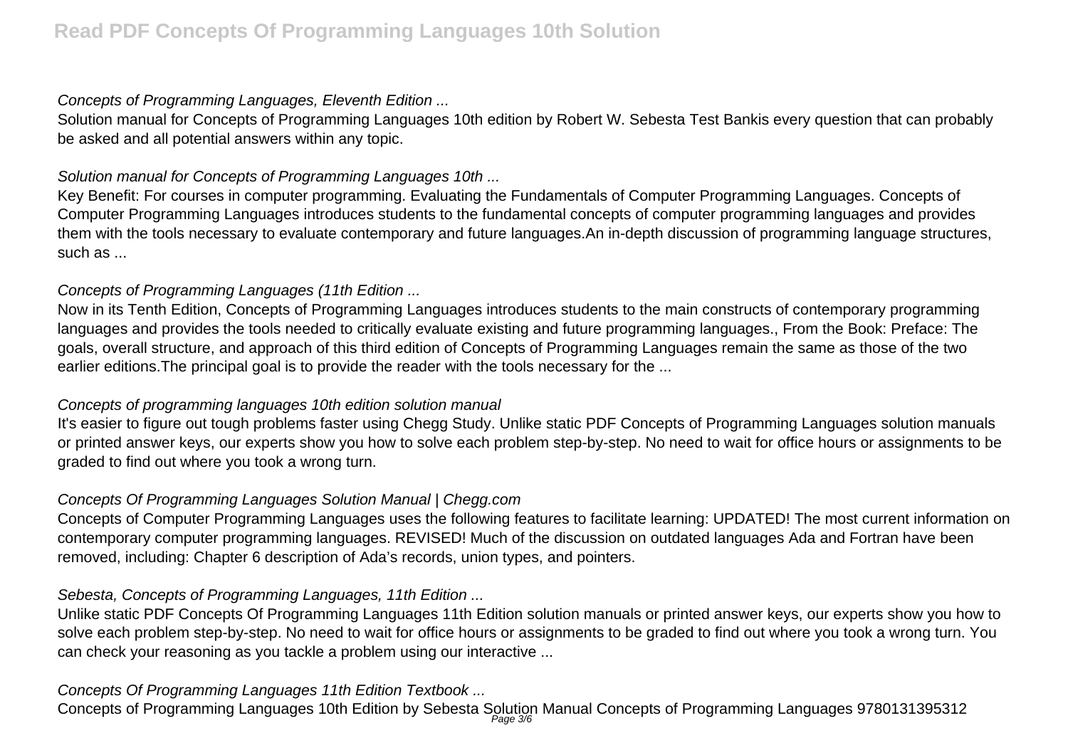*Concepts of Programming Languages, Eleventh Edition ...*

Solution manual for Concepts of Programming Languages 10th edition by Robert W. Sebesta Test Bankis every question that can probably be asked and all potential answers within any topic.

*Solution manual for Concepts of Programming Languages 10th ...*

Key Benefit: For courses in computer programming. Evaluating the Fundamentals of Computer Programming Languages. Concepts of Computer Programming Languages introduces students to the fundamental concepts of computer programming languages and provides them with the tools necessary to evaluate contemporary and future languages.An in-depth discussion of programming language structures, such as ...

*Concepts of Programming Languages (11th Edition ...*

Now in its Tenth Edition, Concepts of Programming Languages introduces students to the main constructs of contemporary programming languages and provides the tools needed to critically evaluate existing and future programming languages., From the Book: Preface: The goals, overall structure, and approach of this third edition of Concepts of Programming Languages remain the same as those of the two earlier editions.The principal goal is to provide the reader with the tools necessary for the ...

*Concepts of programming languages 10th edition solution manual*

It's easier to figure out tough problems faster using Chegg Study. Unlike static PDF Concepts of Programming Languages solution manuals or printed answer keys, our experts show you how to solve each problem step-by-step. No need to wait for office hours or assignments to be graded to find out where you took a wrong turn.

*Concepts Of Programming Languages Solution Manual | Chegg.com*

Concepts of Computer Programming Languages uses the following features to facilitate learning: UPDATED! The most current information on contemporary computer programming languages. REVISED! Much of the discussion on outdated languages Ada and Fortran have been removed, including: Chapter 6 description of Ada's records, union types, and pointers.

*Sebesta, Concepts of Programming Languages, 11th Edition ...*

Unlike static PDF Concepts Of Programming Languages 11th Edition solution manuals or printed answer keys, our experts show you how to solve each problem step-by-step. No need to wait for office hours or assignments to be graded to find out where you took a wrong turn. You can check your reasoning as you tackle a problem using our interactive ...

*Concepts Of Programming Languages 11th Edition Textbook ...*

Concepts of Programming Languages 10th Edition by Sebesta Solution Manual Concepts of Programming Languages 9780131395312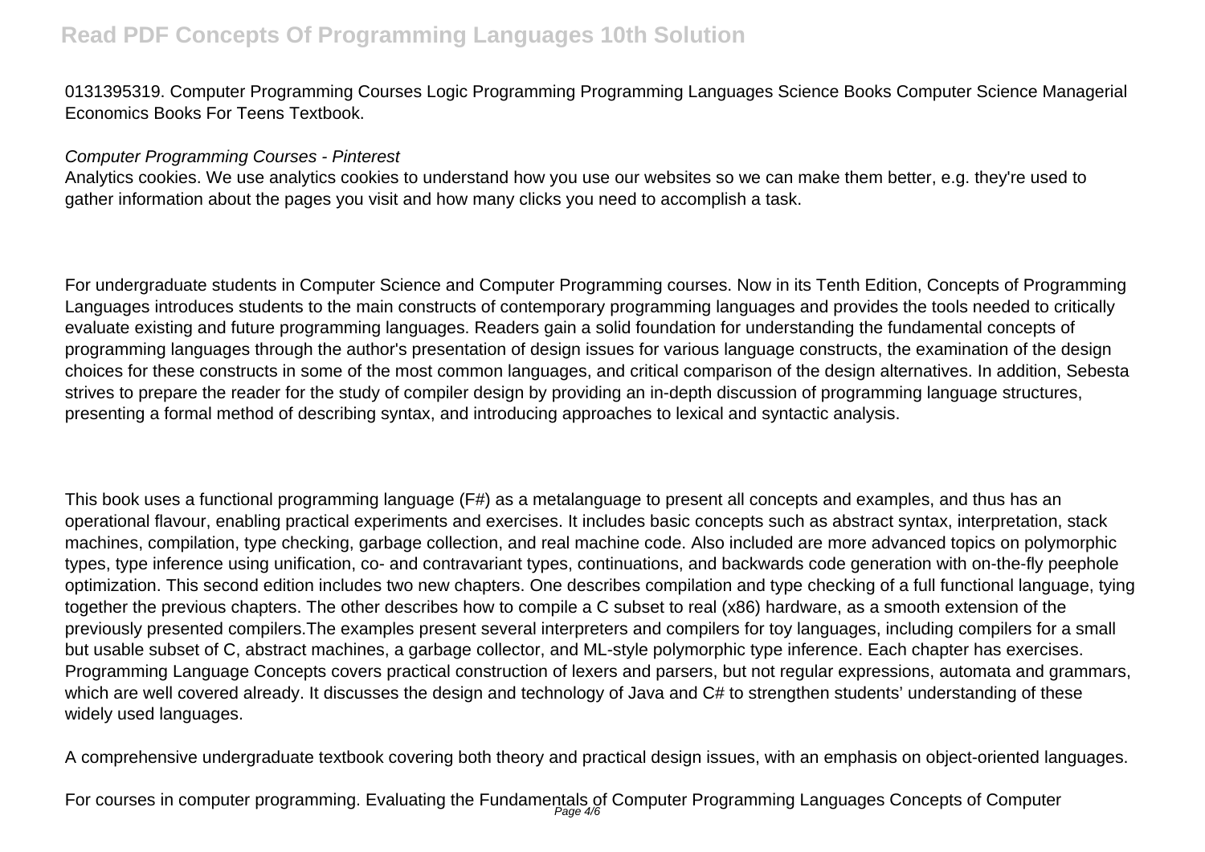0131395319. Computer Programming Courses Logic Programming Programming Languages Science Books Computer Science Managerial Economics Books For Teens Textbook.

*Computer Programming Courses - Pinterest*

Analytics cookies. We use analytics cookies to understand how you use our websites so we can make them better, e.g. they're used to gather information about the pages you visit and how many clicks you need to accomplish a task.

For undergraduate students in Computer Science and Computer Programming courses. Now in its Tenth Edition, Concepts of Programming Languages introduces students to the main constructs of contemporary programming languages and provides the tools needed to critically evaluate existing and future programming languages. Readers gain a solid foundation for understanding the fundamental concepts of programming languages through the author's presentation of design issues for various language constructs, the examination of the design choices for these constructs in some of the most common languages, and critical comparison of the design alternatives. In addition, Sebesta strives to prepare the reader for the study of compiler design by providing an in-depth discussion of programming language structures, presenting a formal method of describing syntax, and introducing approaches to lexical and syntactic analysis.

This book uses a functional programming language (F#) as a metalanguage to present all concepts and examples, and thus has an operational flavour, enabling practical experiments and exercises. It includes basic concepts such as abstract syntax, interpretation, stack machines, compilation, type checking, garbage collection, and real machine code. Also included are more advanced topics on polymorphic types, type inference using unification, co- and contravariant types, continuations, and backwards code generation with on-the-fly peephole optimization. This second edition includes two new chapters. One describes compilation and type checking of a full functional language, tying together the previous chapters. The other describes how to compile a C subset to real (x86) hardware, as a smooth extension of the previously presented compilers.The examples present several interpreters and compilers for toy languages, including compilers for a small but usable subset of C, abstract machines, a garbage collector, and ML-style polymorphic type inference. Each chapter has exercises. Programming Language Concepts covers practical construction of lexers and parsers, but not regular expressions, automata and grammars, which are well covered already. It discusses the design and technology of Java and C# to strengthen students' understanding of these widely used languages.

A comprehensive undergraduate textbook covering both theory and practical design issues, with an emphasis on object-oriented languages.

For courses in computer programming. Evaluating the Fundamentals of Computer Programming Languages Concepts of Computer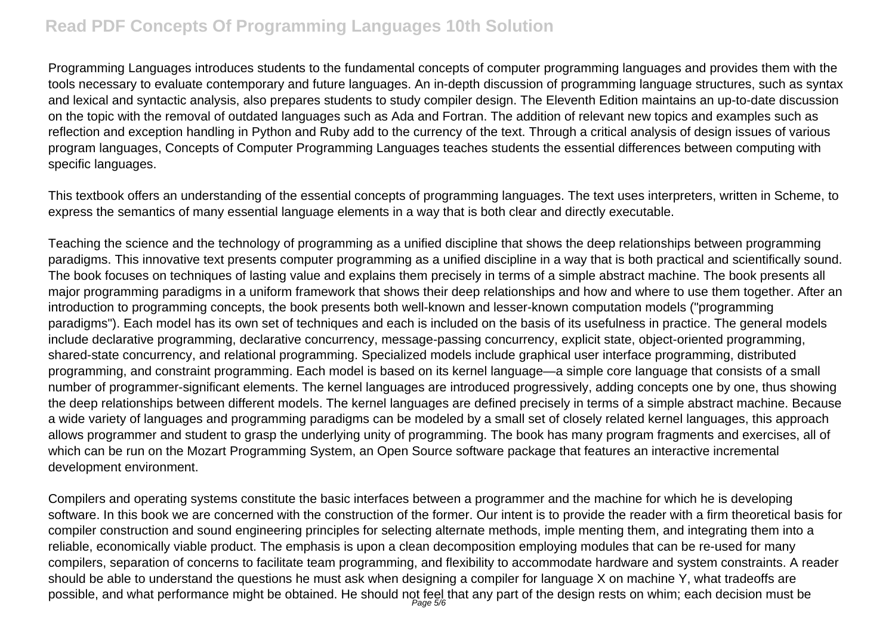Programming Languages introduces students to the fundamental concepts of computer programming languages and provides them with the tools necessary to evaluate contemporary and future languages. An in-depth discussion of programming language structures, such as syntax and lexical and syntactic analysis, also prepares students to study compiler design. The Eleventh Edition maintains an up-to-date discussion on the topic with the removal of outdated languages such as Ada and Fortran. The addition of relevant new topics and examples such as reflection and exception handling in Python and Ruby add to the currency of the text. Through a critical analysis of design issues of various program languages, Concepts of Computer Programming Languages teaches students the essential differences between computing with specific languages.

This textbook offers an understanding of the essential concepts of programming languages. The text uses interpreters, written in Scheme, to express the semantics of many essential language elements in a way that is both clear and directly executable.

Teaching the science and the technology of programming as a unified discipline that shows the deep relationships between programming paradigms. This innovative text presents computer programming as a unified discipline in a way that is both practical and scientifically sound. The book focuses on techniques of lasting value and explains them precisely in terms of a simple abstract machine. The book presents all major programming paradigms in a uniform framework that shows their deep relationships and how and where to use them together. After an introduction to programming concepts, the book presents both well-known and lesser-known computation models ("programming paradigms"). Each model has its own set of techniques and each is included on the basis of its usefulness in practice. The general models include declarative programming, declarative concurrency, message-passing concurrency, explicit state, object-oriented programming, shared-state concurrency, and relational programming. Specialized models include graphical user interface programming, distributed programming, and constraint programming. Each model is based on its kernel language—a simple core language that consists of a small number of programmer-significant elements. The kernel languages are introduced progressively, adding concepts one by one, thus showing the deep relationships between different models. The kernel languages are defined precisely in terms of a simple abstract machine. Because a wide variety of languages and programming paradigms can be modeled by a small set of closely related kernel languages, this approach allows programmer and student to grasp the underlying unity of programming. The book has many program fragments and exercises, all of which can be run on the Mozart Programming System, an Open Source software package that features an interactive incremental development environment.

Compilers and operating systems constitute the basic interfaces between a programmer and the machine for which he is developing software. In this book we are concerned with the construction of the former. Our intent is to provide the reader with a firm theoretical basis for compiler construction and sound engineering principles for selecting alternate methods, imple menting them, and integrating them into a reliable, economically viable product. The emphasis is upon a clean decomposition employing modules that can be re-used for many compilers, separation of concerns to facilitate team programming, and flexibility to accommodate hardware and system constraints. A reader should be able to understand the questions he must ask when designing a compiler for language X on machine Y, what tradeoffs are possible, and what performance might be obtained. He should not feel that any part of the design rests on whim; each decision must be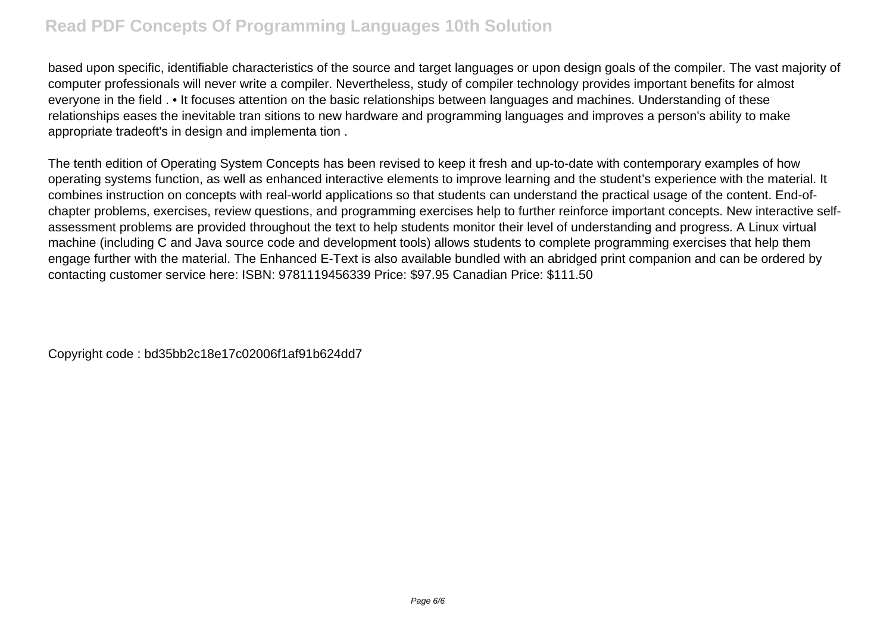based upon specific, identifiable characteristics of the source and target languages or upon design goals of the compiler. The vast majority of computer professionals will never write a compiler. Nevertheless, study of compiler technology provides important benefits for almost everyone in the field . • It focuses attention on the basic relationships between languages and machines. Understanding of these relationships eases the inevitable tran sitions to new hardware and programming languages and improves a person's ability to make appropriate tradeoft's in design and implementa tion .

The tenth edition of Operating System Concepts has been revised to keep it fresh and up-to-date with contemporary examples of how operating systems function, as well as enhanced interactive elements to improve learning and the student's experience with the material. It combines instruction on concepts with real-world applications so that students can understand the practical usage of the content. End-of-chapter problems, exercises, review questions, and programming exercises help to further reinforce important concepts. New interactive self-assessment problems are provided throughout the text to help students monitor their level of understanding and progress. A Linux virtual machine (including C and Java source code and development tools) allows students to complete programming exercises that help them engage further with the material. The Enhanced E-Text is also available bundled with an abridged print companion and can be ordered by contacting customer service here: ISBN: 9781119456339 Price: $97.95 Canadian Price: $111.50

Copyright code : bd35bb2c18e17c02006f1af91b624dd7